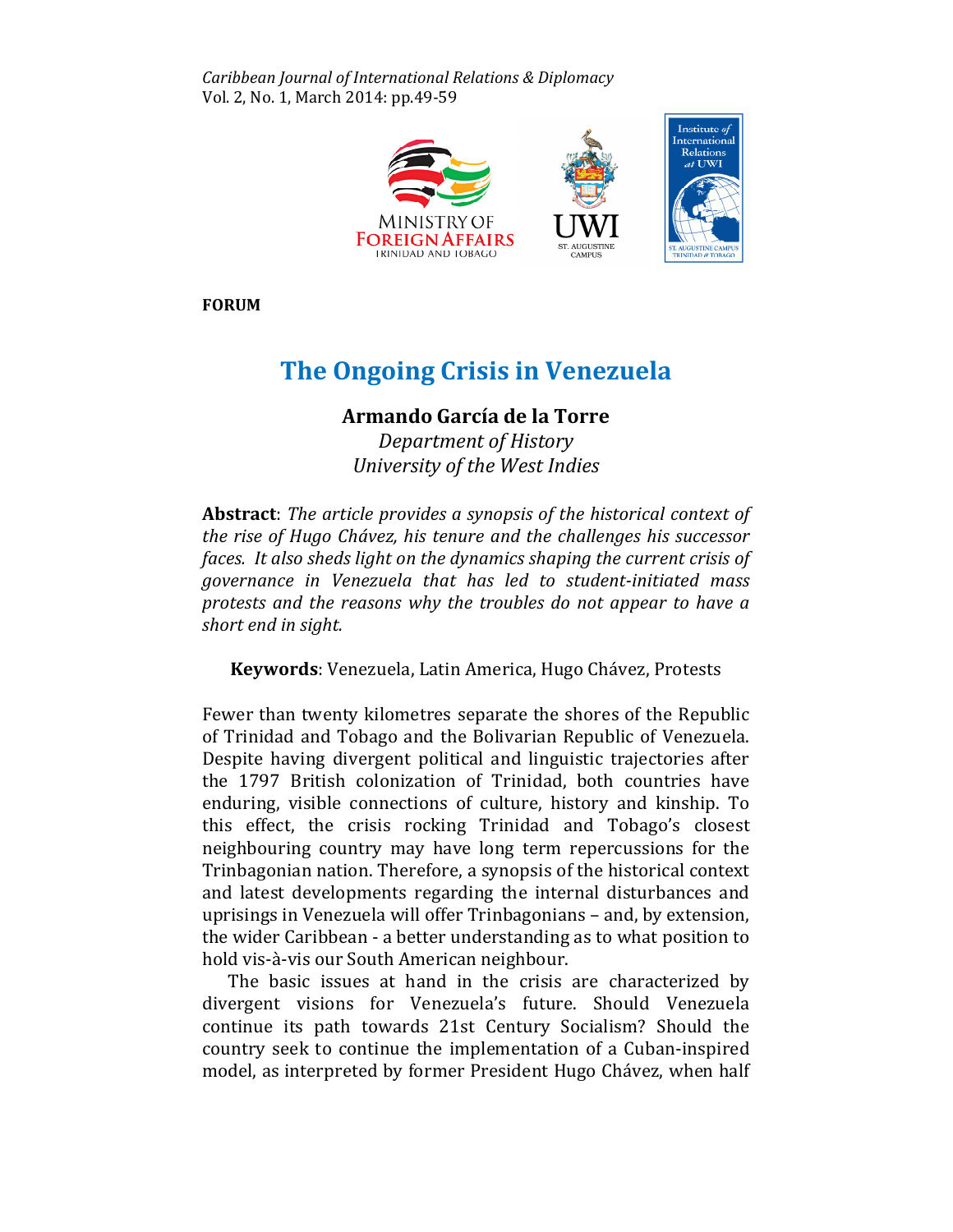FORUM

# The Ongoing Crisis in Venezuela

**Armando García de la Torre**
*Department of History*
*University of the West Indies*

**Abstract**: *The article provides a synopsis of the historical context of the rise of Hugo Chávez, his tenure and the challenges his successor faces. It also sheds light on the dynamics shaping the current crisis of governance in Venezuela that has led to student-initiated mass protests and the reasons why the troubles do not appear to have a short end in sight.*

**Keywords**: Venezuela, Latin America, Hugo Chávez, Protests

Fewer than twenty kilometres separate the shores of the Republic of Trinidad and Tobago and the Bolivarian Republic of Venezuela. Despite having divergent political and linguistic trajectories after the 1797 British colonization of Trinidad, both countries have enduring, visible connections of culture, history and kinship. To this effect, the crisis rocking Trinidad and Tobago's closest neighbouring country may have long term repercussions for the Trinbagonian nation. Therefore, a synopsis of the historical context and latest developments regarding the internal disturbances and uprisings in Venezuela will offer Trinbagonians – and, by extension, the wider Caribbean - a better understanding as to what position to hold vis-à-vis our South American neighbour.

The basic issues at hand in the crisis are characterized by divergent visions for Venezuela's future. Should Venezuela continue its path towards 21st Century Socialism? Should the country seek to continue the implementation of a Cuban-inspired model, as interpreted by former President Hugo Chávez, when half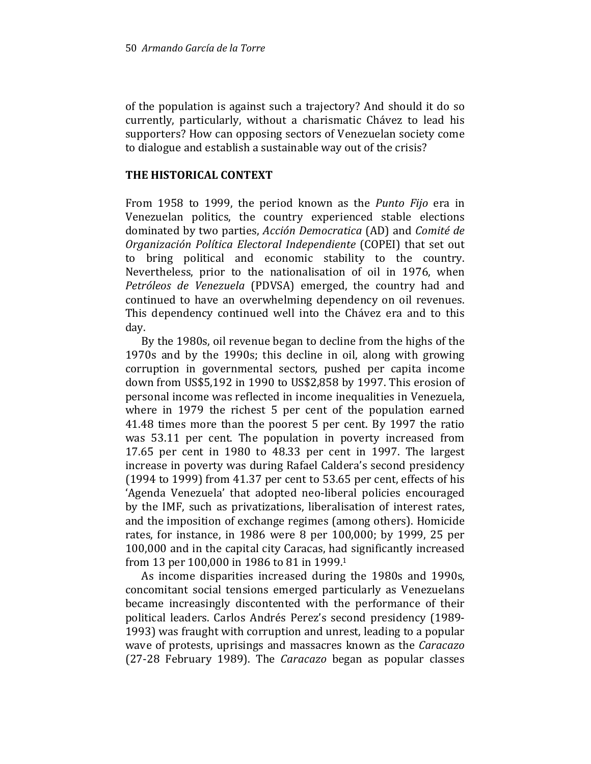of the population is against such a trajectory? And should it do so currently, particularly, without a charismatic Chávez to lead his supporters? How can opposing sectors of Venezuelan society come to dialogue and establish a sustainable way out of the crisis?

## THE HISTORICAL CONTEXT

From 1958 to 1999, the period known as the *Punto Fijo* era in Venezuelan politics, the country experienced stable elections dominated by two parties, *Acción Democratica* (AD) and *Comité de Organización Política Electoral Independiente* (COPEI) that set out to bring political and economic stability to the country. Nevertheless, prior to the nationalisation of oil in 1976, when *Petróleos de Venezuela* (PDVSA) emerged, the country had and continued to have an overwhelming dependency on oil revenues. This dependency continued well into the Chávez era and to this day.

By the 1980s, oil revenue began to decline from the highs of the 1970s and by the 1990s; this decline in oil, along with growing corruption in governmental sectors, pushed per capita income down from US$5,192 in 1990 to US$2,858 by 1997. This erosion of personal income was reflected in income inequalities in Venezuela, where in 1979 the richest 5 per cent of the population earned 41.48 times more than the poorest 5 per cent. By 1997 the ratio was 53.11 per cent. The population in poverty increased from 17.65 per cent in 1980 to 48.33 per cent in 1997. The largest increase in poverty was during Rafael Caldera's second presidency (1994 to 1999) from 41.37 per cent to 53.65 per cent, effects of his 'Agenda Venezuela' that adopted neo-liberal policies encouraged by the IMF, such as privatizations, liberalisation of interest rates, and the imposition of exchange regimes (among others). Homicide rates, for instance, in 1986 were 8 per 100,000; by 1999, 25 per 100,000 and in the capital city Caracas, had significantly increased from 13 per 100,000 in 1986 to 81 in 1999.[1]

As income disparities increased during the 1980s and 1990s, concomitant social tensions emerged particularly as Venezuelans became increasingly discontented with the performance of their political leaders. Carlos Andrés Perez's second presidency (1989-1993) was fraught with corruption and unrest, leading to a popular wave of protests, uprisings and massacres known as the *Caracazo* (27-28 February 1989). The *Caracazo* began as popular classes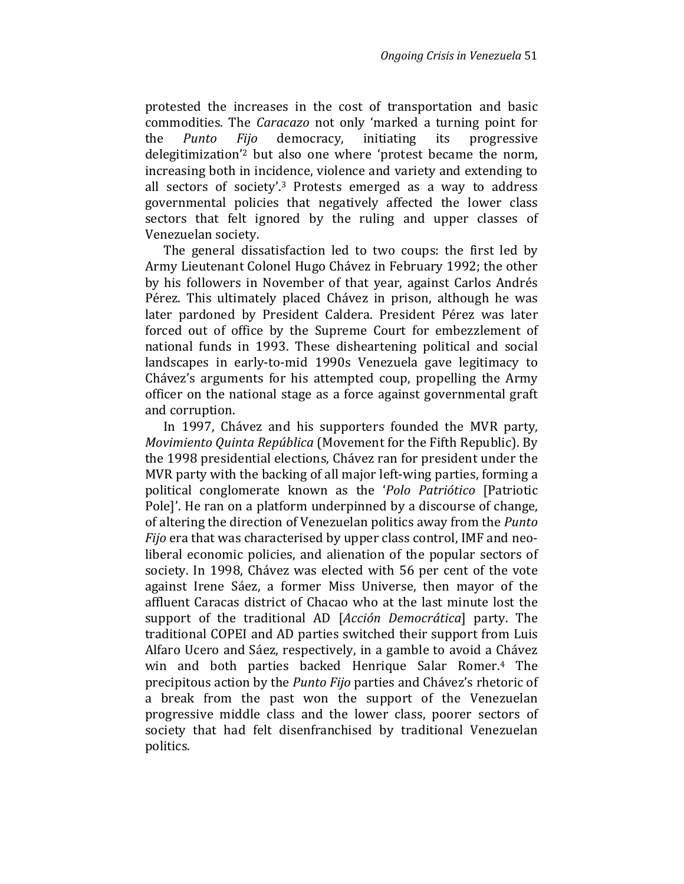protested the increases in the cost of transportation and basic commodities. The *Caracazo* not only 'marked a turning point for the *Punto Fijo* democracy, initiating its progressive delegitimization'[2] but also one where 'protest became the norm, increasing both in incidence, violence and variety and extending to all sectors of society'.[3] Protests emerged as a way to address governmental policies that negatively affected the lower class sectors that felt ignored by the ruling and upper classes of Venezuelan society.

The general dissatisfaction led to two coups: the first led by Army Lieutenant Colonel Hugo Chávez in February 1992; the other by his followers in November of that year, against Carlos Andrés Pérez. This ultimately placed Chávez in prison, although he was later pardoned by President Caldera. President Pérez was later forced out of office by the Supreme Court for embezzlement of national funds in 1993. These disheartening political and social landscapes in early-to-mid 1990s Venezuela gave legitimacy to Chávez's arguments for his attempted coup, propelling the Army officer on the national stage as a force against governmental graft and corruption.

In 1997, Chávez and his supporters founded the MVR party, *Movimiento Quinta República* (Movement for the Fifth Republic). By the 1998 presidential elections, Chávez ran for president under the MVR party with the backing of all major left-wing parties, forming a political conglomerate known as the '*Polo Patriótico* [Patriotic Pole]'. He ran on a platform underpinned by a discourse of change, of altering the direction of Venezuelan politics away from the *Punto Fijo* era that was characterised by upper class control, IMF and neo-liberal economic policies, and alienation of the popular sectors of society. In 1998, Chávez was elected with 56 per cent of the vote against Irene Sáez, a former Miss Universe, then mayor of the affluent Caracas district of Chacao who at the last minute lost the support of the traditional AD [*Acción Democrática*] party. The traditional COPEI and AD parties switched their support from Luis Alfaro Ucero and Sáez, respectively, in a gamble to avoid a Chávez win and both parties backed Henrique Salar Romer.[4] The precipitous action by the *Punto Fijo* parties and Chávez's rhetoric of a break from the past won the support of the Venezuelan progressive middle class and the lower class, poorer sectors of society that had felt disenfranchised by traditional Venezuelan politics.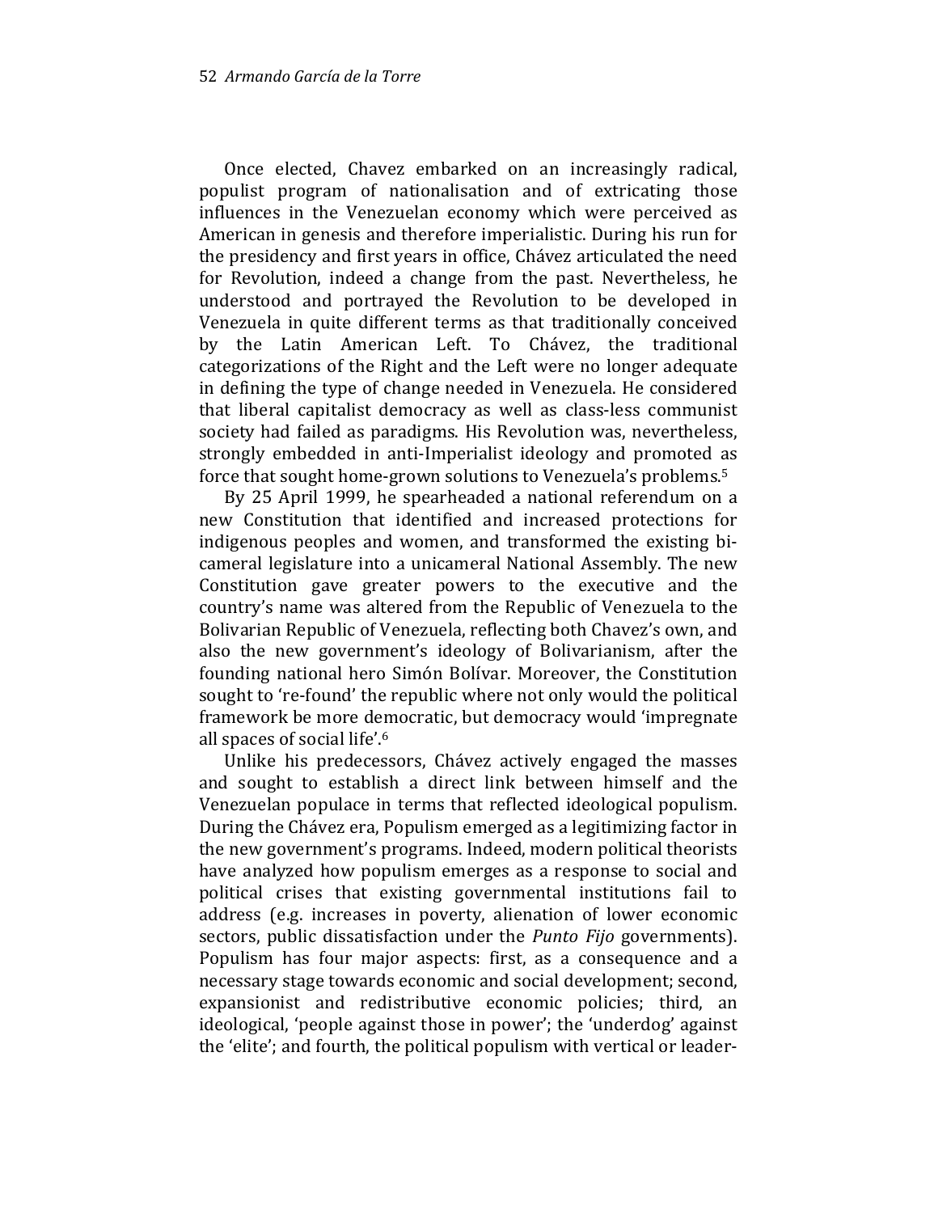Once elected, Chavez embarked on an increasingly radical, populist program of nationalisation and of extricating those influences in the Venezuelan economy which were perceived as American in genesis and therefore imperialistic. During his run for the presidency and first years in office, Chávez articulated the need for Revolution, indeed a change from the past. Nevertheless, he understood and portrayed the Revolution to be developed in Venezuela in quite different terms as that traditionally conceived by the Latin American Left. To Chávez, the traditional categorizations of the Right and the Left were no longer adequate in defining the type of change needed in Venezuela. He considered that liberal capitalist democracy as well as class-less communist society had failed as paradigms. His Revolution was, nevertheless, strongly embedded in anti-Imperialist ideology and promoted as force that sought home-grown solutions to Venezuela's problems.[5]

By 25 April 1999, he spearheaded a national referendum on a new Constitution that identified and increased protections for indigenous peoples and women, and transformed the existing bi-cameral legislature into a unicameral National Assembly. The new Constitution gave greater powers to the executive and the country's name was altered from the Republic of Venezuela to the Bolivarian Republic of Venezuela, reflecting both Chavez's own, and also the new government's ideology of Bolivarianism, after the founding national hero Simón Bolívar. Moreover, the Constitution sought to 're-found' the republic where not only would the political framework be more democratic, but democracy would 'impregnate all spaces of social life'.[6]

Unlike his predecessors, Chávez actively engaged the masses and sought to establish a direct link between himself and the Venezuelan populace in terms that reflected ideological populism. During the Chávez era, Populism emerged as a legitimizing factor in the new government's programs. Indeed, modern political theorists have analyzed how populism emerges as a response to social and political crises that existing governmental institutions fail to address (e.g. increases in poverty, alienation of lower economic sectors, public dissatisfaction under the *Punto Fijo* governments). Populism has four major aspects: first, as a consequence and a necessary stage towards economic and social development; second, expansionist and redistributive economic policies; third, an ideological, 'people against those in power'; the 'underdog' against the 'elite'; and fourth, the political populism with vertical or leader-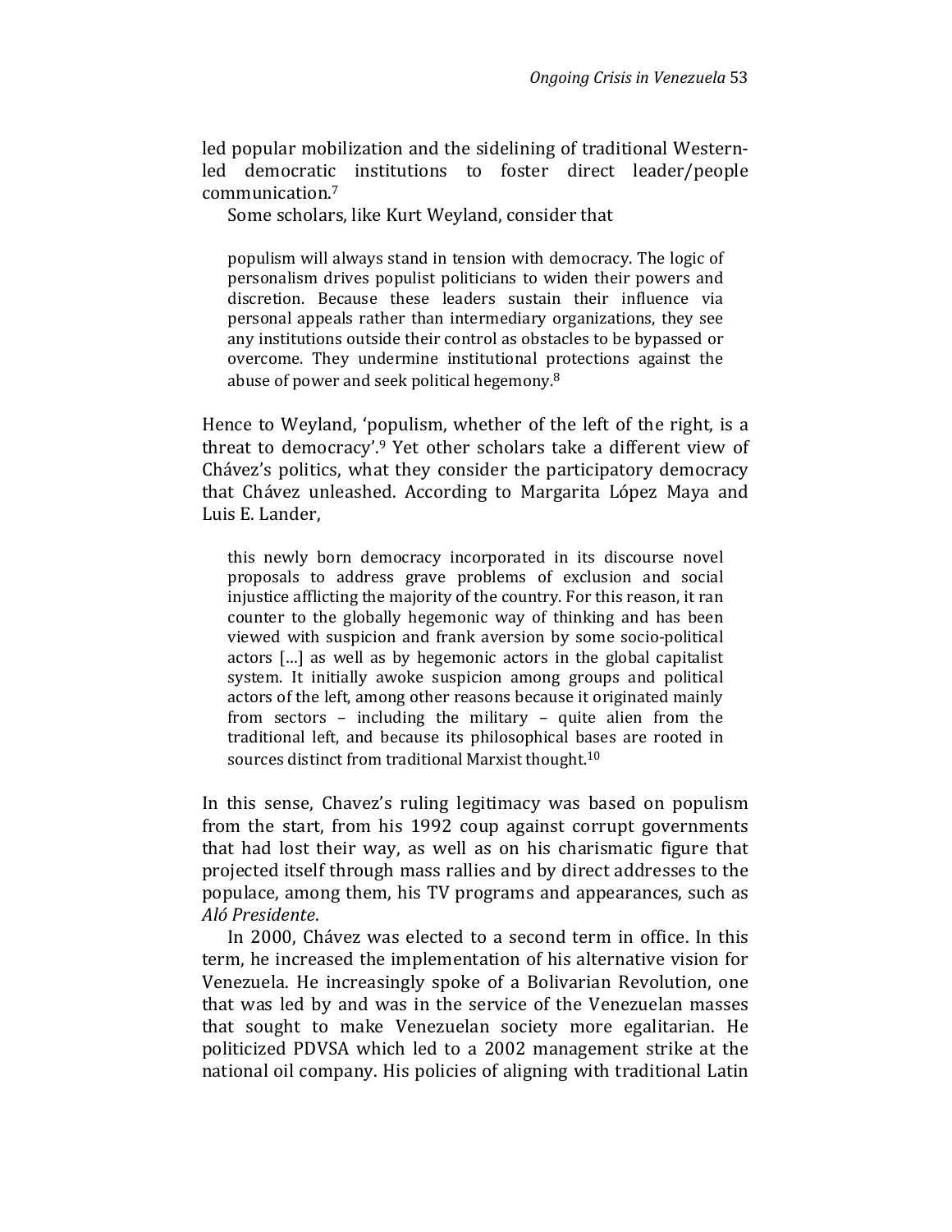led popular mobilization and the sidelining of traditional Western-led democratic institutions to foster direct leader/people communication.[7]

Some scholars, like Kurt Weyland, consider that

> populism will always stand in tension with democracy. The logic of personalism drives populist politicians to widen their powers and discretion. Because these leaders sustain their influence via personal appeals rather than intermediary organizations, they see any institutions outside their control as obstacles to be bypassed or overcome. They undermine institutional protections against the abuse of power and seek political hegemony.[8]

Hence to Weyland, 'populism, whether of the left of the right, is a threat to democracy'.[9] Yet other scholars take a different view of Chávez's politics, what they consider the participatory democracy that Chávez unleashed. According to Margarita López Maya and Luis E. Lander,

> this newly born democracy incorporated in its discourse novel proposals to address grave problems of exclusion and social injustice afflicting the majority of the country. For this reason, it ran counter to the globally hegemonic way of thinking and has been viewed with suspicion and frank aversion by some socio-political actors [...] as well as by hegemonic actors in the global capitalist system. It initially awoke suspicion among groups and political actors of the left, among other reasons because it originated mainly from sectors – including the military – quite alien from the traditional left, and because its philosophical bases are rooted in sources distinct from traditional Marxist thought.[10]

In this sense, Chavez's ruling legitimacy was based on populism from the start, from his 1992 coup against corrupt governments that had lost their way, as well as on his charismatic figure that projected itself through mass rallies and by direct addresses to the populace, among them, his TV programs and appearances, such as *Aló Presidente*.

In 2000, Chávez was elected to a second term in office. In this term, he increased the implementation of his alternative vision for Venezuela. He increasingly spoke of a Bolivarian Revolution, one that was led by and was in the service of the Venezuelan masses that sought to make Venezuelan society more egalitarian. He politicized PDVSA which led to a 2002 management strike at the national oil company. His policies of aligning with traditional Latin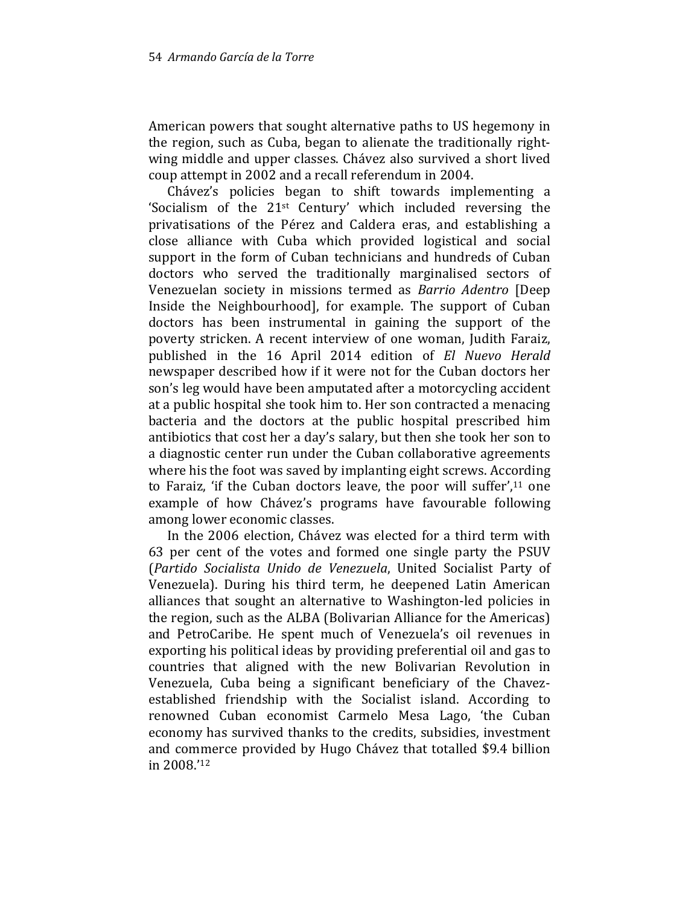American powers that sought alternative paths to US hegemony in the region, such as Cuba, began to alienate the traditionally right-wing middle and upper classes. Chávez also survived a short lived coup attempt in 2002 and a recall referendum in 2004.

Chávez's policies began to shift towards implementing a 'Socialism of the 21st Century' which included reversing the privatisations of the Pérez and Caldera eras, and establishing a close alliance with Cuba which provided logistical and social support in the form of Cuban technicians and hundreds of Cuban doctors who served the traditionally marginalised sectors of Venezuelan society in missions termed as *Barrio Adentro* [Deep Inside the Neighbourhood], for example. The support of Cuban doctors has been instrumental in gaining the support of the poverty stricken. A recent interview of one woman, Judith Faraiz, published in the 16 April 2014 edition of *El Nuevo Herald* newspaper described how if it were not for the Cuban doctors her son's leg would have been amputated after a motorcycling accident at a public hospital she took him to. Her son contracted a menacing bacteria and the doctors at the public hospital prescribed him antibiotics that cost her a day's salary, but then she took her son to a diagnostic center run under the Cuban collaborative agreements where his the foot was saved by implanting eight screws. According to Faraiz, 'if the Cuban doctors leave, the poor will suffer',[11] one example of how Chávez's programs have favourable following among lower economic classes.

In the 2006 election, Chávez was elected for a third term with 63 per cent of the votes and formed one single party the PSUV (*Partido Socialista Unido de Venezuela*, United Socialist Party of Venezuela). During his third term, he deepened Latin American alliances that sought an alternative to Washington-led policies in the region, such as the ALBA (Bolivarian Alliance for the Americas) and PetroCaribe. He spent much of Venezuela's oil revenues in exporting his political ideas by providing preferential oil and gas to countries that aligned with the new Bolivarian Revolution in Venezuela, Cuba being a significant beneficiary of the Chavez-established friendship with the Socialist island. According to renowned Cuban economist Carmelo Mesa Lago, 'the Cuban economy has survived thanks to the credits, subsidies, investment and commerce provided by Hugo Chávez that totalled $9.4 billion in 2008.'[12]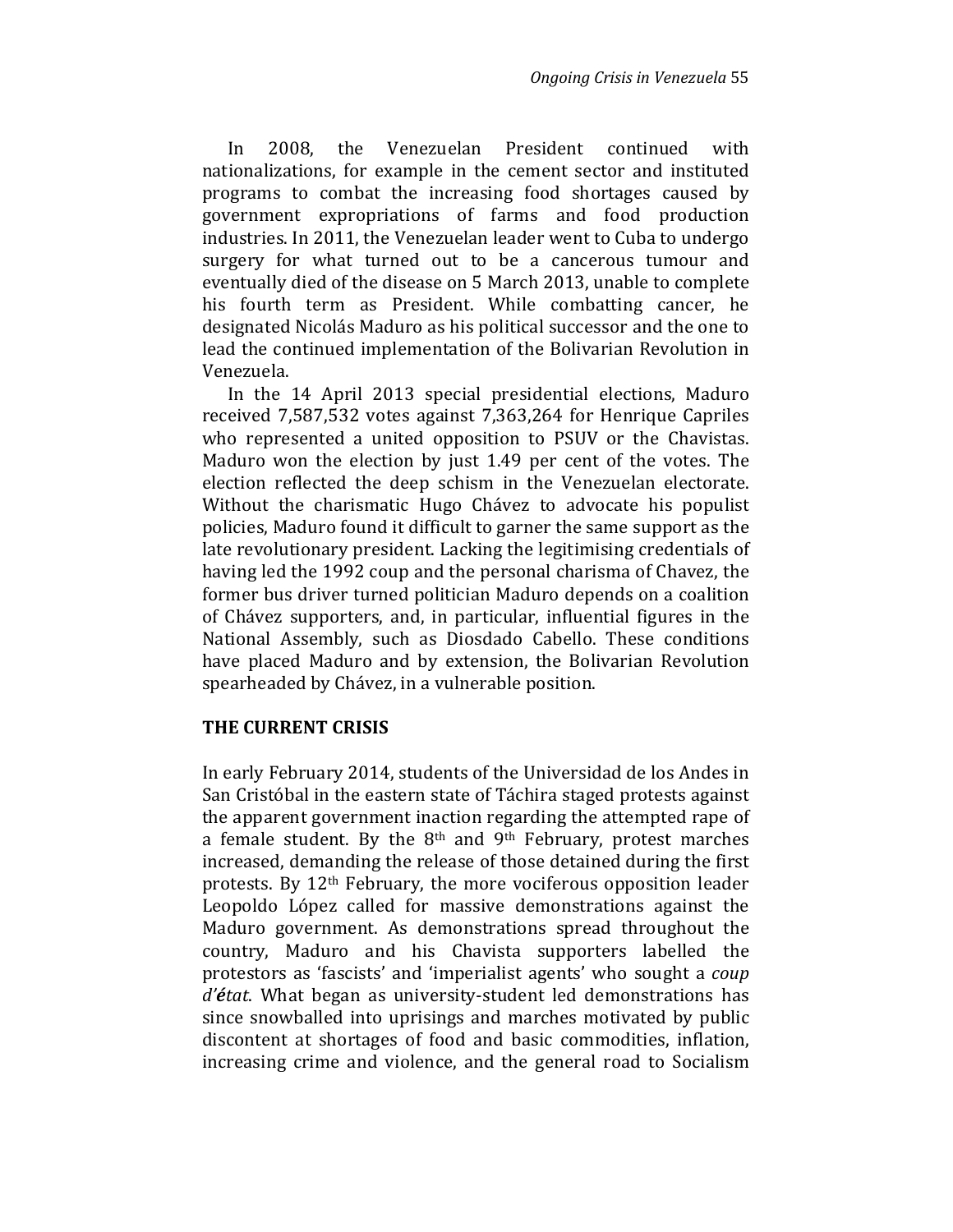In 2008, the Venezuelan President continued with nationalizations, for example in the cement sector and instituted programs to combat the increasing food shortages caused by government expropriations of farms and food production industries. In 2011, the Venezuelan leader went to Cuba to undergo surgery for what turned out to be a cancerous tumour and eventually died of the disease on 5 March 2013, unable to complete his fourth term as President. While combatting cancer, he designated Nicolás Maduro as his political successor and the one to lead the continued implementation of the Bolivarian Revolution in Venezuela.

In the 14 April 2013 special presidential elections, Maduro received 7,587,532 votes against 7,363,264 for Henrique Capriles who represented a united opposition to PSUV or the Chavistas. Maduro won the election by just 1.49 per cent of the votes. The election reflected the deep schism in the Venezuelan electorate. Without the charismatic Hugo Chávez to advocate his populist policies, Maduro found it difficult to garner the same support as the late revolutionary president. Lacking the legitimising credentials of having led the 1992 coup and the personal charisma of Chavez, the former bus driver turned politician Maduro depends on a coalition of Chávez supporters, and, in particular, influential figures in the National Assembly, such as Diosdado Cabello. These conditions have placed Maduro and by extension, the Bolivarian Revolution spearheaded by Chávez, in a vulnerable position.

## THE CURRENT CRISIS

In early February 2014, students of the Universidad de los Andes in San Cristóbal in the eastern state of Táchira staged protests against the apparent government inaction regarding the attempted rape of a female student. By the 8th and 9th February, protest marches increased, demanding the release of those detained during the first protests. By 12th February, the more vociferous opposition leader Leopoldo López called for massive demonstrations against the Maduro government. As demonstrations spread throughout the country, Maduro and his Chavista supporters labelled the protestors as 'fascists' and 'imperialist agents' who sought a *coup d'état*. What began as university-student led demonstrations has since snowballed into uprisings and marches motivated by public discontent at shortages of food and basic commodities, inflation, increasing crime and violence, and the general road to Socialism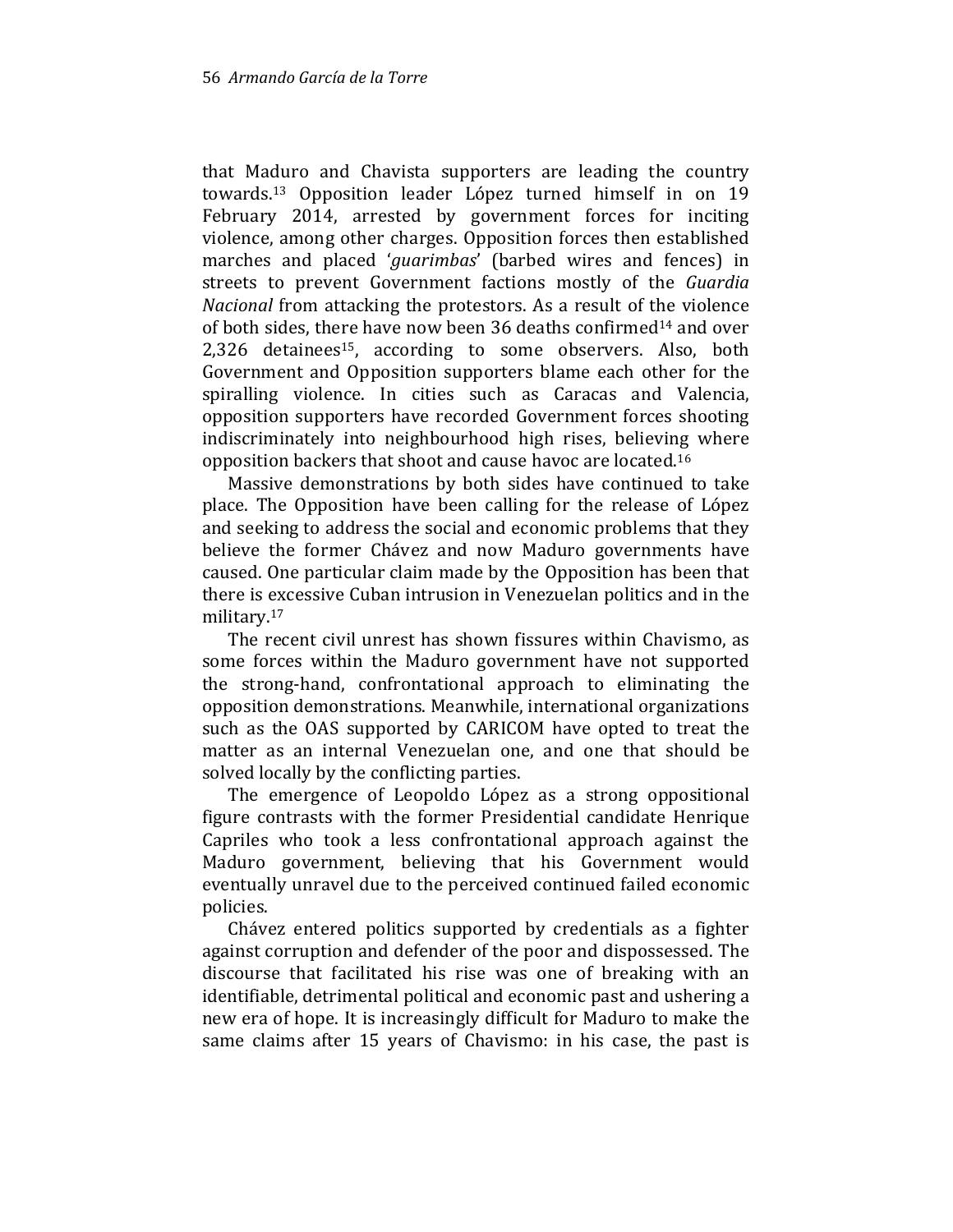that Maduro and Chavista supporters are leading the country towards.[13] Opposition leader López turned himself in on 19 February 2014, arrested by government forces for inciting violence, among other charges. Opposition forces then established marches and placed '*guarimbas*' (barbed wires and fences) in streets to prevent Government factions mostly of the *Guardia Nacional* from attacking the protestors. As a result of the violence of both sides, there have now been 36 deaths confirmed[14] and over 2,326 detainees[15], according to some observers. Also, both Government and Opposition supporters blame each other for the spiralling violence. In cities such as Caracas and Valencia, opposition supporters have recorded Government forces shooting indiscriminately into neighbourhood high rises, believing where opposition backers that shoot and cause havoc are located.[16]

Massive demonstrations by both sides have continued to take place. The Opposition have been calling for the release of López and seeking to address the social and economic problems that they believe the former Chávez and now Maduro governments have caused. One particular claim made by the Opposition has been that there is excessive Cuban intrusion in Venezuelan politics and in the military.[17]

The recent civil unrest has shown fissures within Chavismo, as some forces within the Maduro government have not supported the strong-hand, confrontational approach to eliminating the opposition demonstrations. Meanwhile, international organizations such as the OAS supported by CARICOM have opted to treat the matter as an internal Venezuelan one, and one that should be solved locally by the conflicting parties.

The emergence of Leopoldo López as a strong oppositional figure contrasts with the former Presidential candidate Henrique Capriles who took a less confrontational approach against the Maduro government, believing that his Government would eventually unravel due to the perceived continued failed economic policies.

Chávez entered politics supported by credentials as a fighter against corruption and defender of the poor and dispossessed. The discourse that facilitated his rise was one of breaking with an identifiable, detrimental political and economic past and ushering a new era of hope. It is increasingly difficult for Maduro to make the same claims after 15 years of Chavismo: in his case, the past is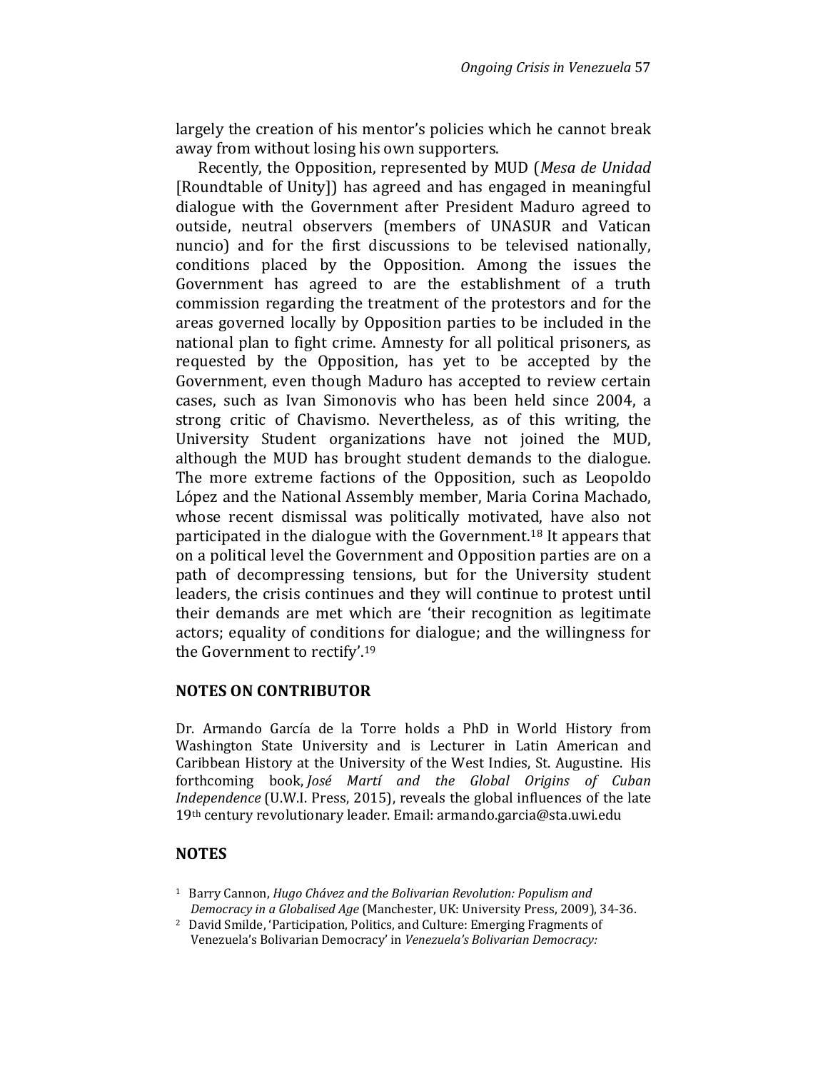largely the creation of his mentor's policies which he cannot break away from without losing his own supporters.

Recently, the Opposition, represented by MUD (*Mesa de Unidad* [Roundtable of Unity]) has agreed and has engaged in meaningful dialogue with the Government after President Maduro agreed to outside, neutral observers (members of UNASUR and Vatican nuncio) and for the first discussions to be televised nationally, conditions placed by the Opposition. Among the issues the Government has agreed to are the establishment of a truth commission regarding the treatment of the protestors and for the areas governed locally by Opposition parties to be included in the national plan to fight crime. Amnesty for all political prisoners, as requested by the Opposition, has yet to be accepted by the Government, even though Maduro has accepted to review certain cases, such as Ivan Simonovis who has been held since 2004, a strong critic of Chavismo. Nevertheless, as of this writing, the University Student organizations have not joined the MUD, although the MUD has brought student demands to the dialogue. The more extreme factions of the Opposition, such as Leopoldo López and the National Assembly member, Maria Corina Machado, whose recent dismissal was politically motivated, have also not participated in the dialogue with the Government.[18] It appears that on a political level the Government and Opposition parties are on a path of decompressing tensions, but for the University student leaders, the crisis continues and they will continue to protest until their demands are met which are 'their recognition as legitimate actors; equality of conditions for dialogue; and the willingness for the Government to rectify'.[19]

## NOTES ON CONTRIBUTOR

Dr. Armando García de la Torre holds a PhD in World History from Washington State University and is Lecturer in Latin American and Caribbean History at the University of the West Indies, St. Augustine. His forthcoming book, *José Martí and the Global Origins of Cuban Independence* (U.W.I. Press, 2015), reveals the global influences of the late 19th century revolutionary leader. Email: armando.garcia@sta.uwi.edu

## NOTES

1. Barry Cannon, *Hugo Chávez and the Bolivarian Revolution: Populism and Democracy in a Globalised Age* (Manchester, UK: University Press, 2009), 34-36.
2. David Smilde, 'Participation, Politics, and Culture: Emerging Fragments of Venezuela's Bolivarian Democracy' in *Venezuela's Bolivarian Democracy:*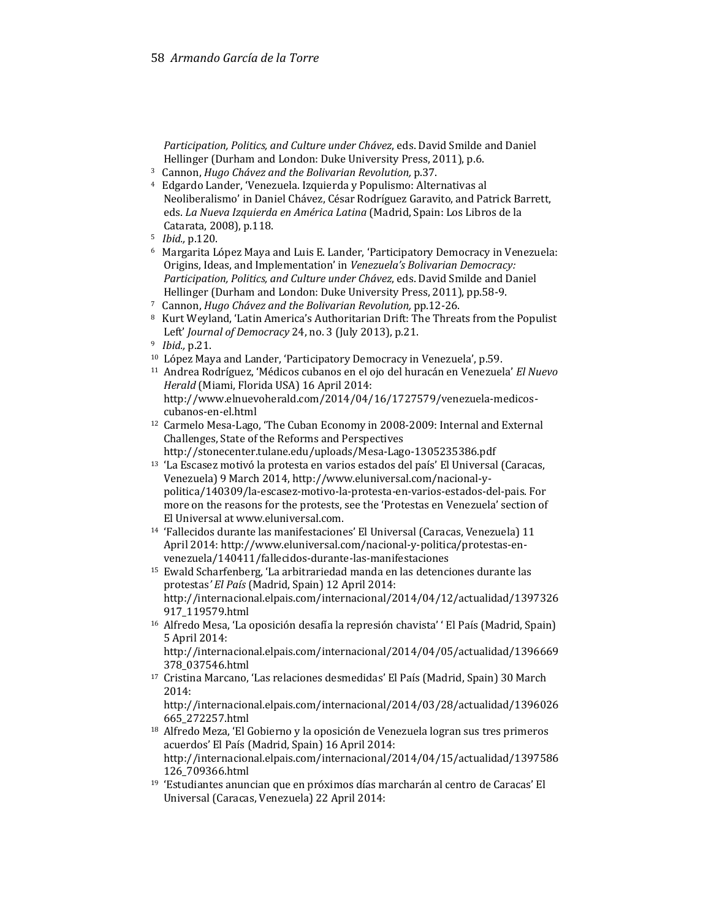*Participation, Politics, and Culture under Chávez*, eds. David Smilde and Daniel Hellinger (Durham and London: Duke University Press, 2011), p.6.

[3] Cannon, *Hugo Chávez and the Bolivarian Revolution,* p.37.

[4] Edgardo Lander, 'Venezuela. Izquierda y Populismo: Alternativas al Neoliberalismo' in Daniel Chávez, César Rodríguez Garavito, and Patrick Barrett, eds. *La Nueva Izquierda en América Latina* (Madrid, Spain: Los Libros de la Catarata, 2008), p.118.

[5] *Ibid.,* p.120.

[6] Margarita López Maya and Luis E. Lander, 'Participatory Democracy in Venezuela: Origins, Ideas, and Implementation' in *Venezuela's Bolivarian Democracy: Participation, Politics, and Culture under Chávez*, eds. David Smilde and Daniel Hellinger (Durham and London: Duke University Press, 2011), pp.58-9.

[7] Cannon, *Hugo Chávez and the Bolivarian Revolution,* pp.12-26.

[8] Kurt Weyland, 'Latin America's Authoritarian Drift: The Threats from the Populist Left' *Journal of Democracy* 24, no. 3 (July 2013), p.21.

[9] *Ibid.,* p.21.

[10] López Maya and Lander, 'Participatory Democracy in Venezuela', p.59.

[11] Andrea Rodríguez, 'Médicos cubanos en el ojo del huracán en Venezuela' *El Nuevo Herald* (Miami, Florida USA) 16 April 2014: http://www.elnuevoherald.com/2014/04/16/1727579/venezuela-medicos-cubanos-en-el.html

[12] Carmelo Mesa-Lago, 'The Cuban Economy in 2008-2009: Internal and External Challenges, State of the Reforms and Perspectives http://stonecenter.tulane.edu/uploads/Mesa-Lago-1305235386.pdf

[13] 'La Escasez motivó la protesta en varios estados del país' El Universal (Caracas, Venezuela) 9 March 2014, http://www.eluniversal.com/nacional-y-politica/140309/la-escasez-motivo-la-protesta-en-varios-estados-del-pais. For more on the reasons for the protests, see the 'Protestas en Venezuela' section of El Universal at www.eluniversal.com.

[14] 'Fallecidos durante las manifestaciones' El Universal (Caracas, Venezuela) 11 April 2014: http://www.eluniversal.com/nacional-y-politica/protestas-en-venezuela/140411/fallecidos-durante-las-manifestaciones

[15] Ewald Scharfenberg, 'La arbitrariedad manda en las detenciones durante las protestas*' El País* (Madrid, Spain) 12 April 2014: http://internacional.elpais.com/internacional/2014/04/12/actualidad/1397326917_119579.html

[16] Alfredo Mesa, 'La oposición desafía la represión chavista' ' El País (Madrid, Spain) 5 April 2014: http://internacional.elpais.com/internacional/2014/04/05/actualidad/1396669378_037546.html

[17] Cristina Marcano, 'Las relaciones desmedidas' El País (Madrid, Spain) 30 March 2014: http://internacional.elpais.com/internacional/2014/03/28/actualidad/1396026665_272257.html

[18] Alfredo Meza, 'El Gobierno y la oposición de Venezuela logran sus tres primeros acuerdos' El País (Madrid, Spain) 16 April 2014: http://internacional.elpais.com/internacional/2014/04/15/actualidad/1397586126_709366.html

[19] 'Estudiantes anuncian que en próximos días marcharán al centro de Caracas' El Universal (Caracas, Venezuela) 22 April 2014: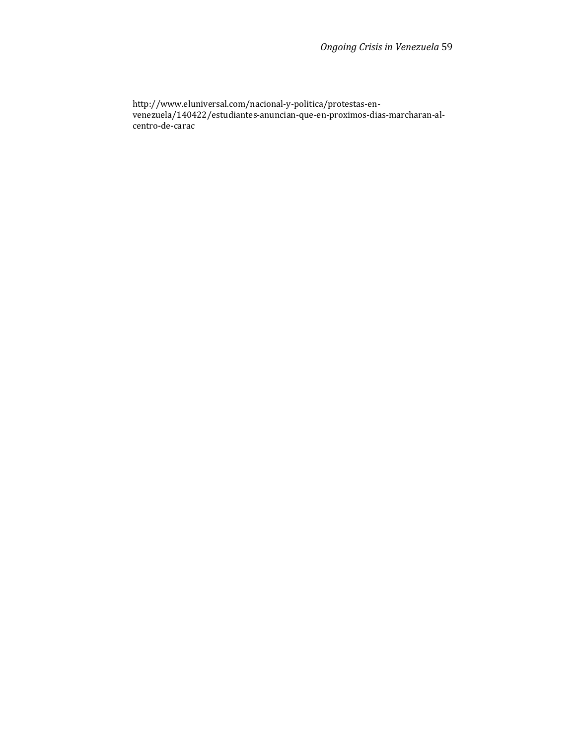http://www.eluniversal.com/nacional-y-politica/protestas-en-venezuela/140422/estudiantes-anuncian-que-en-proximos-dias-marcharan-al-centro-de-carac